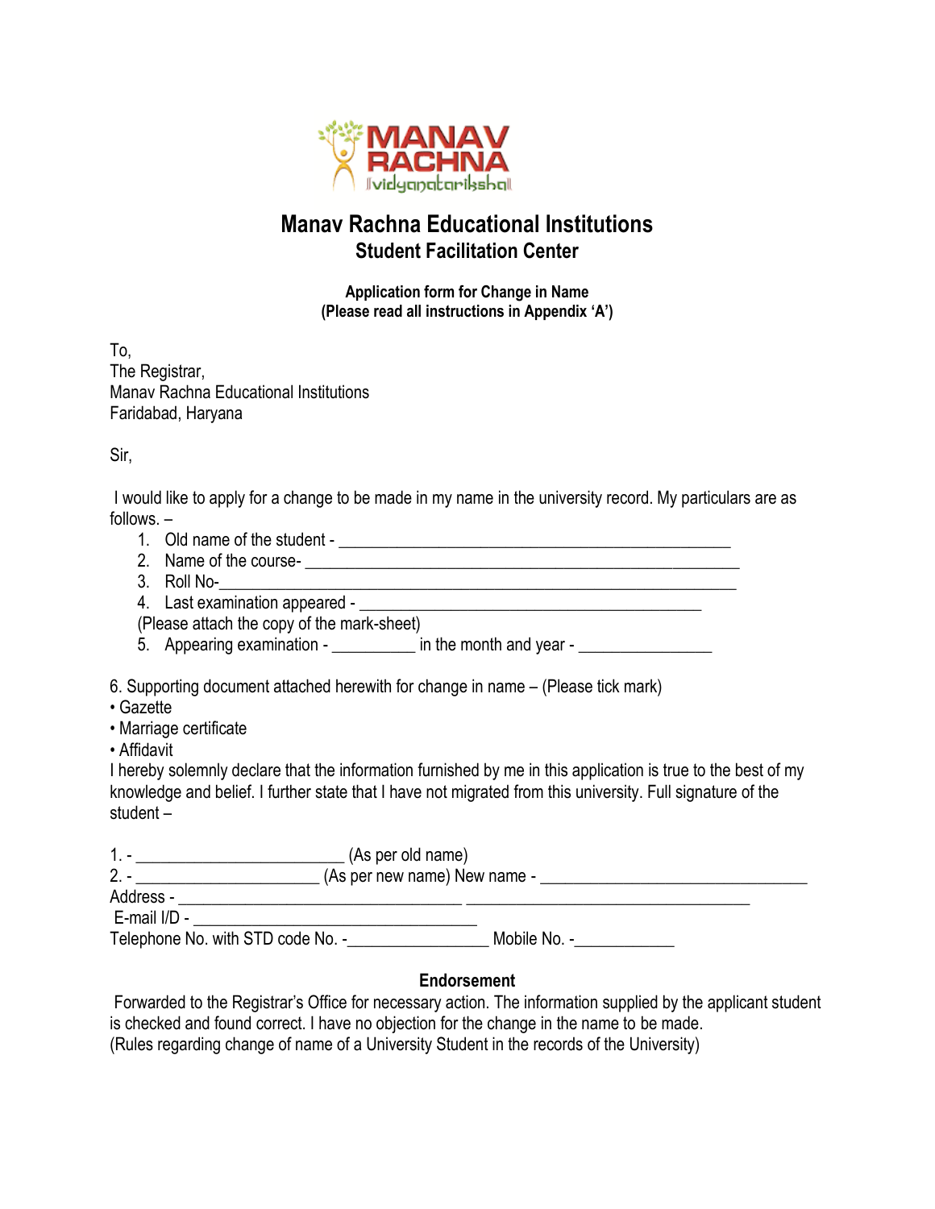MANAV RACHNA
||vidyanatariksha||

# Manav Rachna Educational Institutions

## Student Facilitation Center

**Application form for Change in Name**
**(Please read all instructions in Appendix 'A')**

To,
The Registrar,
Manav Rachna Educational Institutions
Faridabad, Haryana

Sir,

I would like to apply for a change to be made in my name in the university record. My particulars are as follows. –

1. Old name of the student - ________________________________________________
2. Name of the course- ____________________________________________________
3. Roll No-_____________________________________________________________
4. Last examination appeared - ______________________________________
   (Please attach the copy of the mark-sheet)
5. Appearing examination - __________ in the month and year - ________________

6. Supporting document attached herewith for change in name – (Please tick mark)

- Gazette
- Marriage certificate
- Affidavit

I hereby solemnly declare that the information furnished by me in this application is true to the best of my knowledge and belief. I further state that I have not migrated from this university. Full signature of the student –

1. - ________________________ (As per old name)
2. - ______________________ (As per new name) New name - _________________________________

Address - ___________________________________ ___________________________________

E-mail I/D - __________________________________

Telephone No. with STD code No. -_________________ Mobile No. -____________

### Endorsement

Forwarded to the Registrar's Office for necessary action. The information supplied by the applicant student is checked and found correct. I have no objection for the change in the name to be made.
(Rules regarding change of name of a University Student in the records of the University)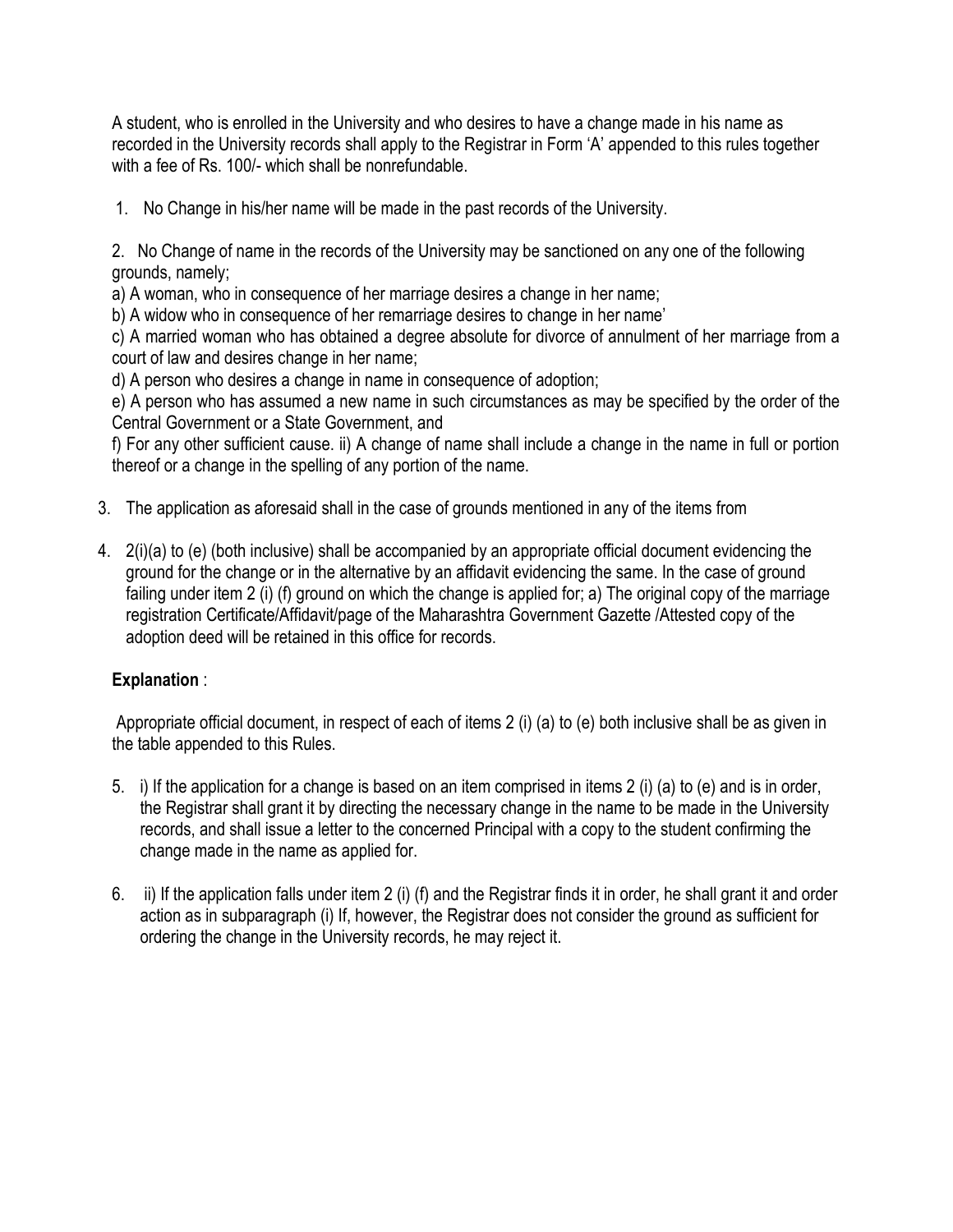A student, who is enrolled in the University and who desires to have a change made in his name as recorded in the University records shall apply to the Registrar in Form 'A' appended to this rules together with a fee of Rs. 100/- which shall be nonrefundable.

1. No Change in his/her name will be made in the past records of the University.

2. No Change of name in the records of the University may be sanctioned on any one of the following grounds, namely;

a) A woman, who in consequence of her marriage desires a change in her name;

b) A widow who in consequence of her remarriage desires to change in her name'

c) A married woman who has obtained a degree absolute for divorce of annulment of her marriage from a court of law and desires change in her name;

d) A person who desires a change in name in consequence of adoption;

e) A person who has assumed a new name in such circumstances as may be specified by the order of the Central Government or a State Government, and

f) For any other sufficient cause. ii) A change of name shall include a change in the name in full or portion thereof or a change in the spelling of any portion of the name.

3. The application as aforesaid shall in the case of grounds mentioned in any of the items from

4. 2(i)(a) to (e) (both inclusive) shall be accompanied by an appropriate official document evidencing the ground for the change or in the alternative by an affidavit evidencing the same. In the case of ground failing under item 2 (i) (f) ground on which the change is applied for; a) The original copy of the marriage registration Certificate/Affidavit/page of the Maharashtra Government Gazette /Attested copy of the adoption deed will be retained in this office for records.

**Explanation** :

Appropriate official document, in respect of each of items 2 (i) (a) to (e) both inclusive shall be as given in the table appended to this Rules.

5. i) If the application for a change is based on an item comprised in items 2 (i) (a) to (e) and is in order, the Registrar shall grant it by directing the necessary change in the name to be made in the University records, and shall issue a letter to the concerned Principal with a copy to the student confirming the change made in the name as applied for.

6. ii) If the application falls under item 2 (i) (f) and the Registrar finds it in order, he shall grant it and order action as in subparagraph (i) If, however, the Registrar does not consider the ground as sufficient for ordering the change in the University records, he may reject it.